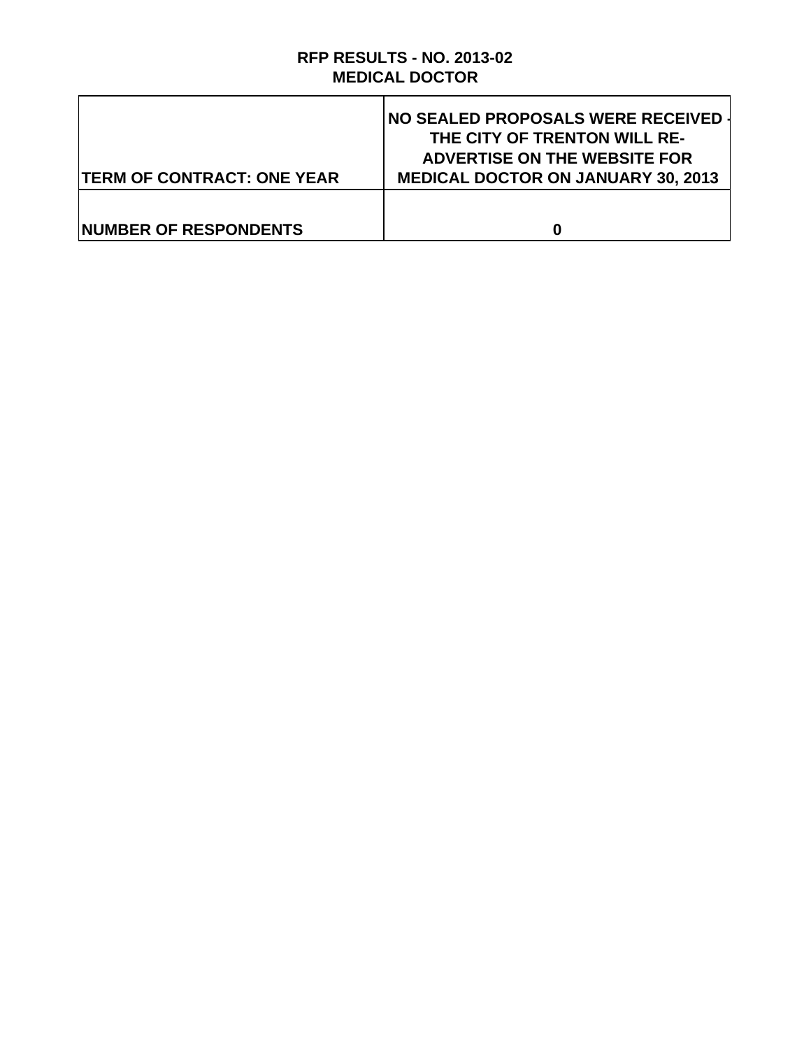# RFP RESULTS - NO. 2013-02
## MEDICAL DOCTOR

| TERM OF CONTRACT: ONE YEAR | NO SEALED PROPOSALS WERE RECEIVED - THE CITY OF TRENTON WILL RE-ADVERTISE ON THE WEBSITE FOR MEDICAL DOCTOR ON JANUARY 30, 2013 |
|---|---|
| NUMBER OF RESPONDENTS | 0 |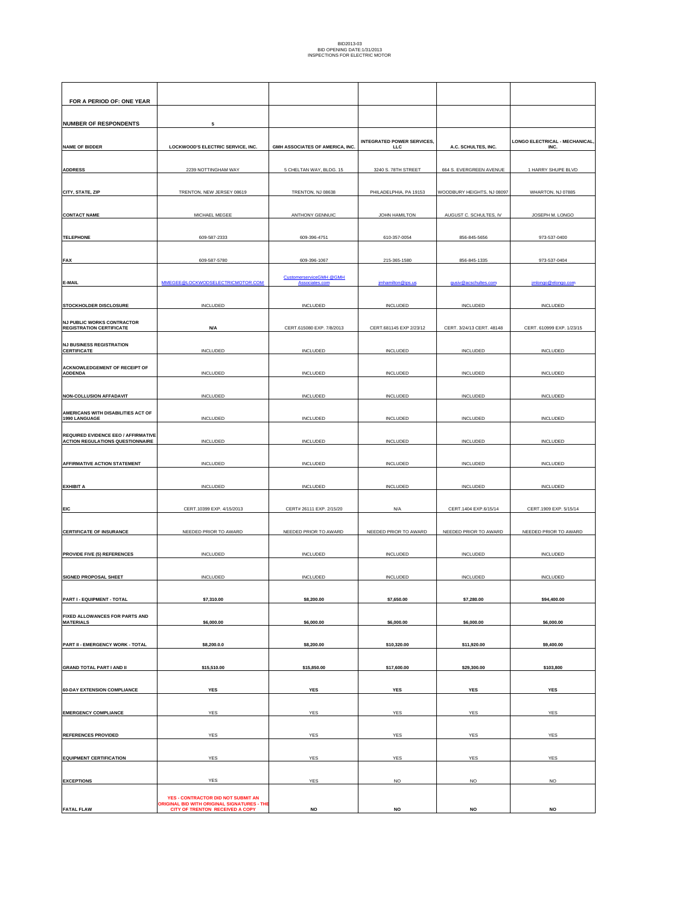BID2013-03
BID OPENING DATE:1/31/2013
INSPECTIONS FOR ELECTRIC MOTOR

| FOR A PERIOD OF: ONE YEAR | | | | | |
|---|---|---|---|---|---|
| **NUMBER OF RESPONDENTS** | **5** | | | | |
| **NAME OF BIDDER** | **LOCKWOOD'S ELECTRIC SERVICE, INC.** | **GMH ASSOCIATES OF AMERICA, INC.** | **INTEGRATED POWER SERVICES, LLC** | **A.C. SCHULTES, INC.** | **LONGO ELECTRICAL - MECHANICAL, INC.** |
| **ADDRESS** | 2239 NOTTINGHAM WAY | 5 CHELTAN WAY, BLDG. 15 | 3240 S. 78TH STREET | 664 S. EVERGREEN AVENUE | 1 HARRY SHUPE BLVD |
| **CITY, STATE, ZIP** | TRENTON, NEW JERSEY 08619 | TRENTON, NJ 08638 | PHILADELPHIA, PA 19153 | WOODBURY HEIGHTS, NJ 08097 | WHARTON, NJ 07885 |
| **CONTACT NAME** | MICHAEL MEGEE | ANTHONY GENNUIC | JOHN HAMILTON | AUGUST C. SCHULTES, IV | JOSEPH M. LONGO |
| **TELEPHONE** | 609-587-2333 | 609-396-4751 | 610-357-0054 | 856-845-5656 | 973-537-0400 |
| **FAX** | 609-587-5780 | 609-396-1067 | 215-365-1580 | 856-845-1335 | 973-537-0404 |
| **E-MAIL** | MMEGEE@LOCKWODSELECTRICMOTOR.COM | CustomerserviceGMH @GMH Associates.com | jmhamilton@ips.us | gusiv@acschultes.com | jmlongo@elongo.com |
| **STOCKHOLDER DISCLOSURE** | INCLUDED | INCLUDED | INCLUDED | INCLUDED | INCLUDED |
| **NJ PUBLIC WORKS CONTRACTOR REGISTRATION CERTIFICATE** | **N/A** | CERT.615080 EXP. 7/8/2013 | CERT.681145 EXP 2/23/12 | CERT. 3/24/13 CERT. 48148 | CERT. 610999 EXP. 1/23/15 |
| **NJ BUSINESS REGISTRATION CERTIFICATE** | INCLUDED | INCLUDED | INCLUDED | INCLUDED | INCLUDED |
| **ACKNOWLEDGEMENT OF RECEIPT OF ADDENDA** | INCLUDED | INCLUDED | INCLUDED | INCLUDED | INCLUDED |
| **NON-COLLUSION AFFADAVIT** | INCLUDED | INCLUDED | INCLUDED | INCLUDED | INCLUDED |
| **AMERICANS WITH DISABILITIES ACT OF 1990 LANGUAGE** | INCLUDED | INCLUDED | INCLUDED | INCLUDED | INCLUDED |
| **REQUIRED EVIDENCE EEO / AFFIRMATIVE ACTION REGULATIONS QUESTIONNAIRE** | INCLUDED | INCLUDED | INCLUDED | INCLUDED | INCLUDED |
| **AFFIRMATIVE ACTION STATEMENT** | INCLUDED | INCLUDED | INCLUDED | INCLUDED | INCLUDED |
| **EXHIBIT A** | INCLUDED | INCLUDED | INCLUDED | INCLUDED | INCLUDED |
| **EIC** | CERT.10399 EXP. 4/15/2013 | CERT# 26111 EXP. 2/15/20 | N/A | CERT.1404 EXP.6/15/14 | CERT.1909 EXP. 5/15/14 |
| **CERTIFICATE OF INSURANCE** | NEEDED PRIOR TO AWARD | NEEDED PRIOR TO AWARD | NEEDED PRIOR TO AWARD | NEEDED PRIOR TO AWARD | NEEDED PRIOR TO AWARD |
| **PROVIDE FIVE (5) REFERENCES** | INCLUDED | INCLUDED | INCLUDED | INCLUDED | INCLUDED |
| **SIGNED PROPOSAL SHEET** | INCLUDED | INCLUDED | INCLUDED | INCLUDED | INCLUDED |
| **PART I - EQUIPMENT - TOTAL** | **$7,310.00** | **$8,200.00** | **$7,650.00** | **$7,280.00** | **$94,400.00** |
| **FIXED ALLOWANCES FOR PARTS AND MATERIALS** | **$6,000.00** | **$6,000.00** | **$6,000.00** | **$6,000.00** | **$6,000.00** |
| **PART II - EMERGENCY WORK - TOTAL** | **$8,200.0.0** | **$8,200.00** | **$10,320.00** | **$11,920.00** | **$9,400.00** |
| **GRAND TOTAL PART I AND II** | **$15,510.00** | **$15,850.00** | **$17,600.00** | **$29,300.00** | **$103,800** |
| **60-DAY EXTENSION COMPLIANCE** | **YES** | **YES** | **YES** | **YES** | **YES** |
| **EMERGENCY COMPLIANCE** | YES | YES | YES | YES | YES |
| **REFERENCES PROVIDED** | YES | YES | YES | YES | YES |
| **EQUIPMENT CERTIFICATION** | YES | YES | YES | YES | YES |
| **EXCEPTIONS** | YES | YES | NO | NO | NO |
| **FATAL FLAW** | **YES - CONTRACTOR DID NOT SUBMIT AN ORIGINAL BID WITH ORIGINAL SIGNATURES - THE CITY OF TRENTON RECEIVED A COPY** | **NO** | **NO** | **NO** | **NO** |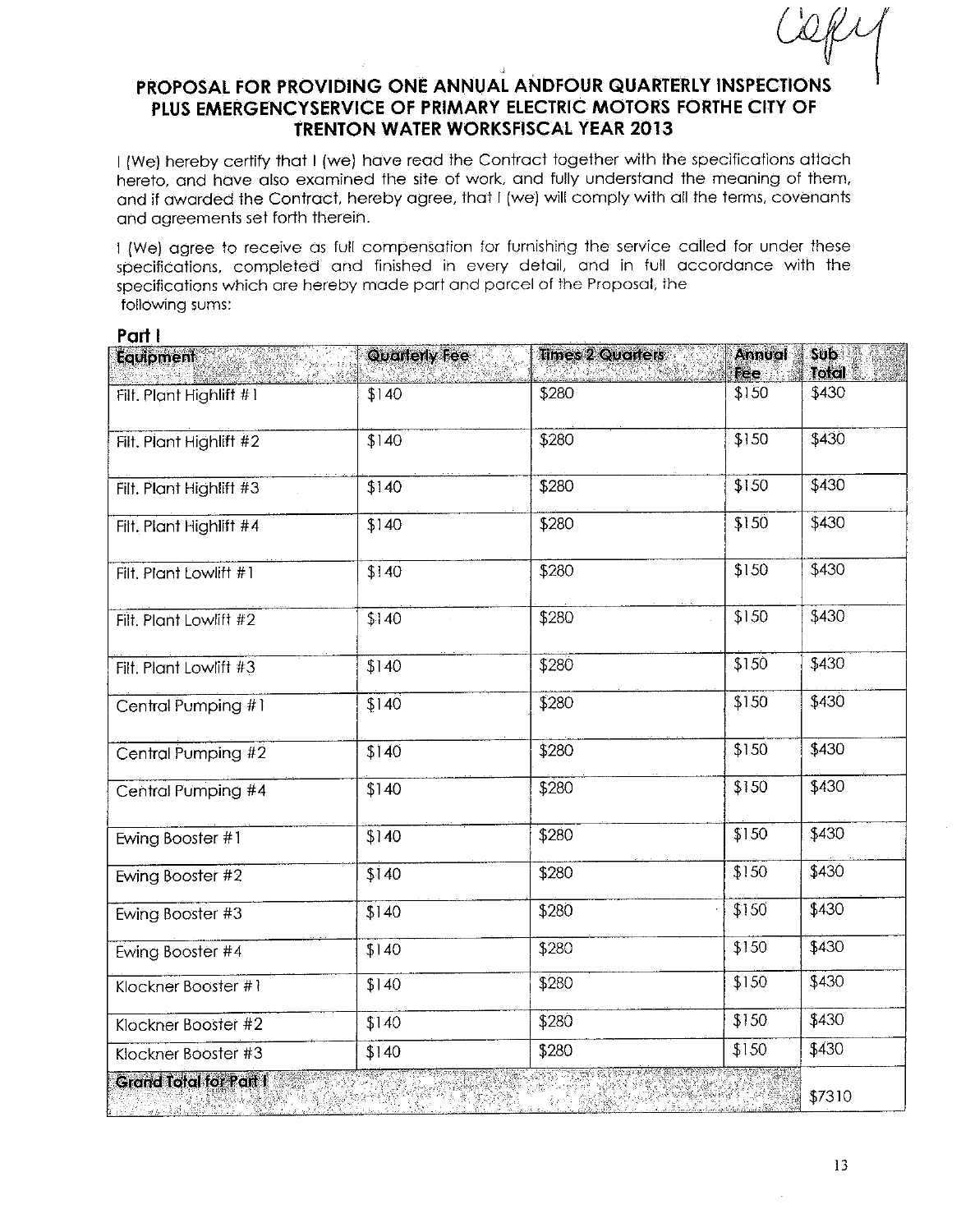Copy

# PROPOSAL FOR PROVIDING ONE ANNUAL ANDFOUR QUARTERLY INSPECTIONS PLUS EMERGENCYSERVICE OF PRIMARY ELECTRIC MOTORS FORTHE CITY OF TRENTON WATER WORKSFISCAL YEAR 2013

I (We) hereby certify that I (we) have read the Contract together with the specifications attach hereto, and have also examined the site of work, and fully understand the meaning of them, and if awarded the Contract, hereby agree, that I (we) will comply with all the terms, covenants and agreements set forth therein.

I (We) agree to receive as full compensation for furnishing the service called for under these specifications, completed and finished in every detail, and in full accordance with the specifications which are hereby made part and parcel of the Proposal, the following sums:

**Part I**

| Equipment | Quarterly Fee | Times 2 Quarters | Annual Fee | Sub Total |
|---|---|---|---|---|
| Filt. Plant Highlift #1 | $140 | $280 | $150 | $430 |
| Filt. Plant Highlift #2 | $140 | $280 | $150 | $430 |
| Filt. Plant Highlift #3 | $140 | $280 | $150 | $430 |
| Filt. Plant Highlift #4 | $140 | $280 | $150 | $430 |
| Filt. Plant Lowlift #1 | $140 | $280 | $150 | $430 |
| Filt. Plant Lowlift #2 | $140 | $280 | $150 | $430 |
| Filt. Plant Lowlift #3 | $140 | $280 | $150 | $430 |
| Central Pumping #1 | $140 | $280 | $150 | $430 |
| Central Pumping #2 | $140 | $280 | $150 | $430 |
| Central Pumping #4 | $140 | $280 | $150 | $430 |
| Ewing Booster #1 | $140 | $280 | $150 | $430 |
| Ewing Booster #2 | $140 | $280 | $150 | $430 |
| Ewing Booster #3 | $140 | $280 | $150 | $430 |
| Ewing Booster #4 | $140 | $280 | $150 | $430 |
| Klockner Booster #1 | $140 | $280 | $150 | $430 |
| Klockner Booster #2 | $140 | $280 | $150 | $430 |
| Klockner Booster #3 | $140 | $280 | $150 | $430 |
| **Grand Total for Part I** | | | | $7310 |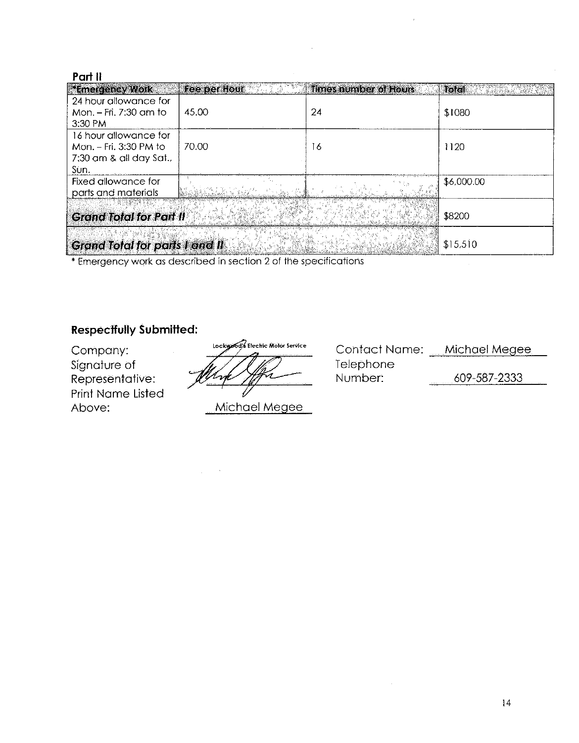**Part II**

| *Emergency Work | Fee per Hour | Times number of Hours | Total |
|---|---|---|---|
| 24 hour allowance for Mon. – Fri. 7:30 am to 3:30 PM | 45.00 | 24 | $1080 |
| 16 hour allowance for Mon. – Fri. 3:30 PM to 7:30 am & all day Sat., Sun. | 70.00 | 16 | 1120 |
| Fixed allowance for parts and materials | | | $6,000.00 |
| ***Grand Total for Part II*** | | | $8200 |
| ***Grand Total for parts I and II*** | | | $15,510 |

* Emergency work as described in section 2 of the specifications

**Respectfully Submitted:**

Company: Lockwood's Electric Motor Service

Signature of Representative: [signature]

Print Name Listed Above: Michael Megee

Contact Name: Michael Megee

Telephone Number: 609-587-2333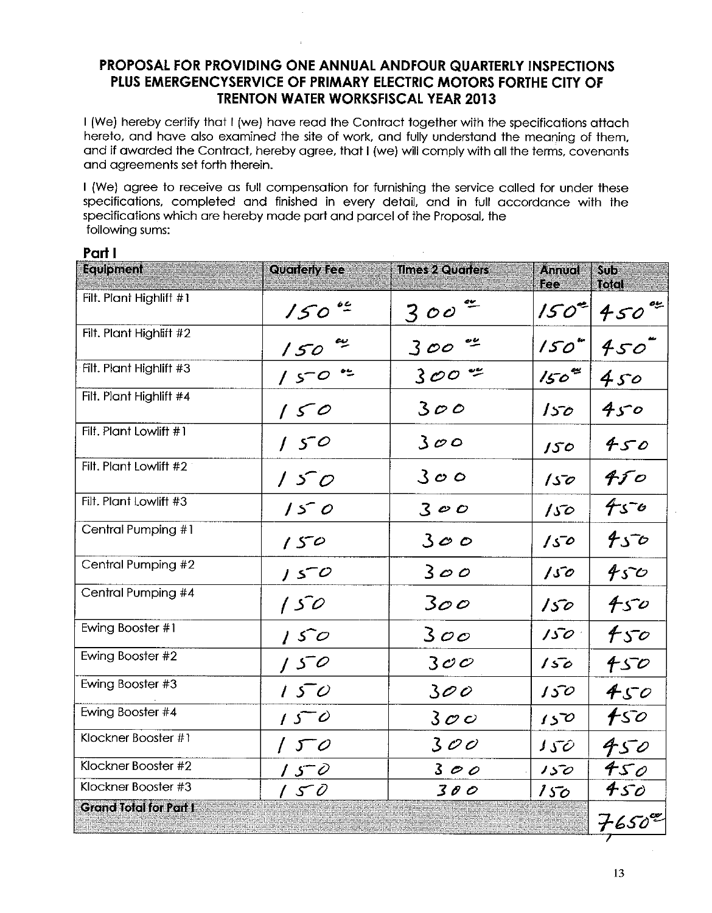## PROPOSAL FOR PROVIDING ONE ANNUAL ANDFOUR QUARTERLY INSPECTIONS PLUS EMERGENCYSERVICE OF PRIMARY ELECTRIC MOTORS FORTHE CITY OF TRENTON WATER WORKSFISCAL YEAR 2013

I (We) hereby certify that I (we) have read the Contract together with the specifications attach hereto, and have also examined the site of work, and fully understand the meaning of them, and if awarded the Contract, hereby agree, that I (we) will comply with all the terms, covenants and agreements set forth therein.

I (We) agree to receive as full compensation for furnishing the service called for under these specifications, completed and finished in every detail, and in full accordance with the specifications which are hereby made part and parcel of the Proposal, the following sums:

### Part I

| Equipment | Quarterly Fee | Times 2 Quarters | Annual Fee | Sub Total |
|---|---|---|---|---|
| Filt. Plant Highlift #1 | 150.00 | 300.00 | 150.00 | 450.00 |
| Filt. Plant Highlift #2 | 150.00 | 300.00 | 150.00 | 450.00 |
| Filt. Plant Highlift #3 | 150.00 | 300.00 | 150.00 | 450 |
| Filt. Plant Highlift #4 | 150 | 300 | 150 | 450 |
| Filt. Plant Lowlift #1 | 150 | 300 | 150 | 450 |
| Filt. Plant Lowlift #2 | 150 | 300 | 150 | 450 |
| Filt. Plant Lowlift #3 | 150 | 300 | 150 | 450 |
| Central Pumping #1 | 150 | 300 | 150 | 450 |
| Central Pumping #2 | 150 | 300 | 150 | 450 |
| Central Pumping #4 | 150 | 300 | 150 | 450 |
| Ewing Booster #1 | 150 | 300 | 150 | 450 |
| Ewing Booster #2 | 150 | 300 | 150 | 450 |
| Ewing Booster #3 | 150 | 300 | 150 | 450 |
| Ewing Booster #4 | 150 | 300 | 150 | 450 |
| Klockner Booster #1 | 150 | 300 | 150 | 450 |
| Klockner Booster #2 | 150 | 300 | 150 | 450 |
| Klockner Booster #3 | 150 | 300 | 150 | 450 |
| **Grand Total for Part I** | | | | 7650.00 |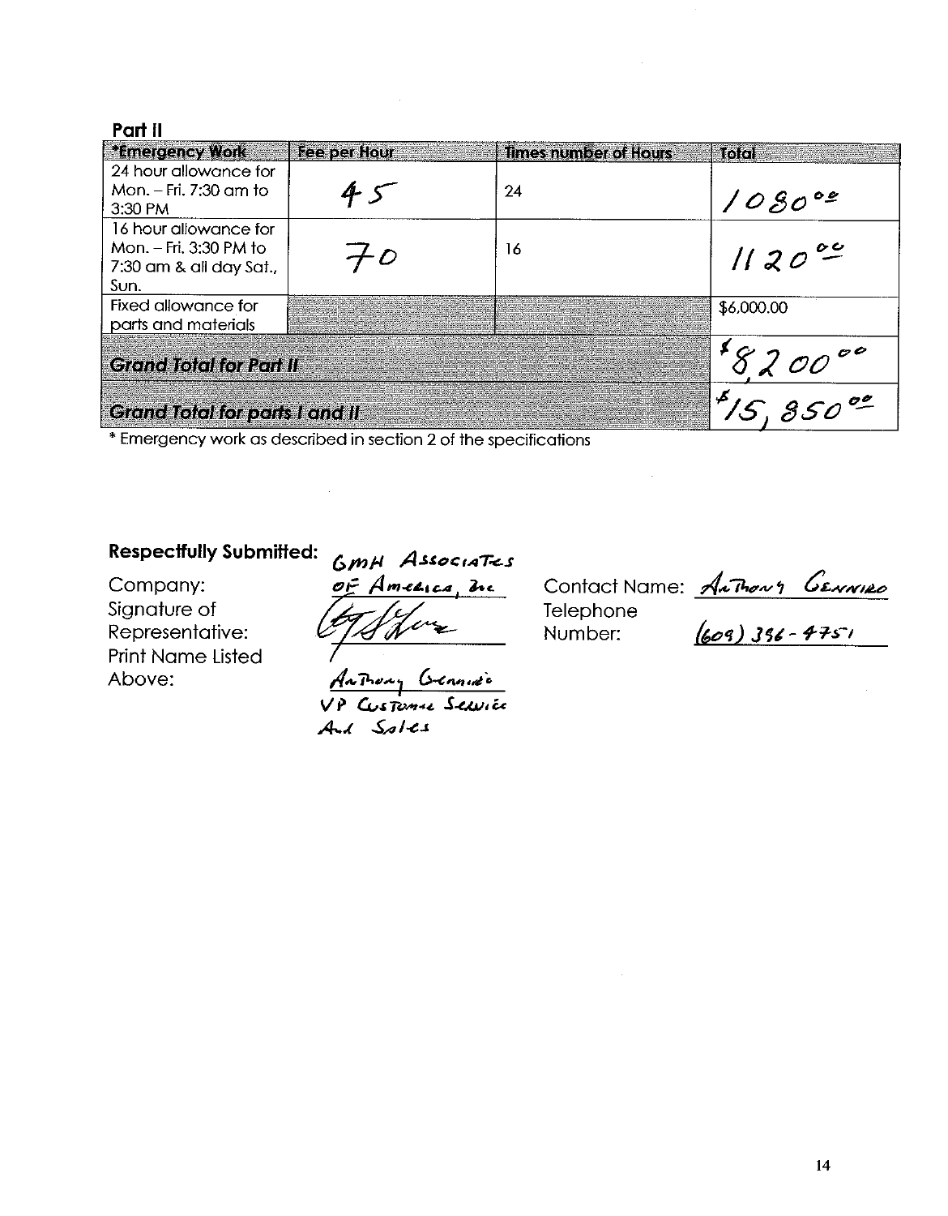**Part II**

| *Emergency Work | Fee per Hour | Times number of Hours | Total |
|---|---|---|---|
| 24 hour allowance for Mon. – Fri. 7:30 am to 3:30 PM | 45 | 24 | 1080.00 |
| 16 hour allowance for Mon. – Fri. 3:30 PM to 7:30 am & all day Sat., Sun. | 70 | 16 | 1120.00 |
| Fixed allowance for parts and materials | | | $6,000.00 |
| ***Grand Total for Part II*** | | | $8,200.00 |
| ***Grand Total for parts I and II*** | | | $15,850.00 |

\* Emergency work as described in section 2 of the specifications

**Respectfully Submitted:**

Company: GMH Associates of America, Inc

Signature of Representative: [signature]

Print Name Listed Above: Anthony Gennaro, VP Customer Service And Sales

Contact Name: Anthony Gennaro

Telephone Number: (609) 396-4751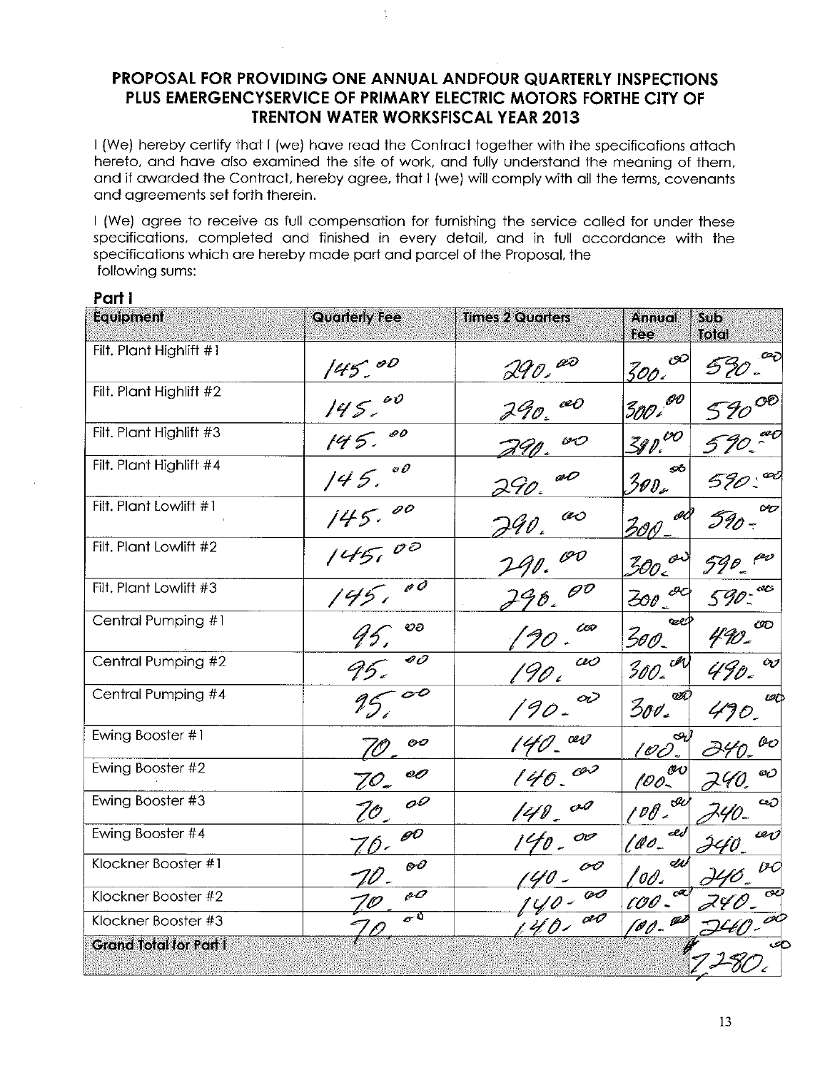## PROPOSAL FOR PROVIDING ONE ANNUAL ANDFOUR QUARTERLY INSPECTIONS PLUS EMERGENCYSERVICE OF PRIMARY ELECTRIC MOTORS FORTHE CITY OF TRENTON WATER WORKSFISCAL YEAR 2013

I (We) hereby certify that I (we) have read the Contract together with the specifications attach hereto, and have also examined the site of work, and fully understand the meaning of them, and if awarded the Contract, hereby agree, that I (we) will comply with all the terms, covenants and agreements set forth therein.

I (We) agree to receive as full compensation for furnishing the service called for under these specifications, completed and finished in every detail, and in full accordance with the specifications which are hereby made part and parcel of the Proposal, the following sums:

**Part I**

| Equipment | Quarterly Fee | Times 2 Quarters | Annual Fee | Sub Total |
|---|---|---|---|---|
| Filt. Plant Highlift #1 | 145.00 | 290.00 | 300.00 | 590.00 |
| Filt. Plant Highlift #2 | 145.00 | 290.00 | 300.00 | 590.00 |
| Filt. Plant Highlift #3 | 145.00 | 290.00 | 300.00 | 590.00 |
| Filt. Plant Highlift #4 | 145.00 | 290.00 | 300.00 | 590.00 |
| Filt. Plant Lowlift #1 | 145.00 | 290.00 | 300.00 | 590.00 |
| Filt. Plant Lowlift #2 | 145.00 | 290.00 | 300.00 | 590.00 |
| Filt. Plant Lowlift #3 | 145.00 | 290.00 | 300.00 | 590.00 |
| Central Pumping #1 | 95.00 | 190.00 | 300.00 | 490.00 |
| Central Pumping #2 | 95.00 | 190.00 | 300.00 | 490.00 |
| Central Pumping #4 | 95.00 | 190.00 | 300.00 | 490.00 |
| Ewing Booster #1 | 70.00 | 140.00 | 100.00 | 240.00 |
| Ewing Booster #2 | 70.00 | 140.00 | 100.00 | 240.00 |
| Ewing Booster #3 | 70.00 | 140.00 | 100.00 | 240.00 |
| Ewing Booster #4 | 70.00 | 140.00 | 100.00 | 240.00 |
| Klockner Booster #1 | 70.00 | 140.00 | 100.00 | 240.00 |
| Klockner Booster #2 | 70.00 | 140.00 | 100.00 | 240.00 |
| Klockner Booster #3 | 70.00 | 140.00 | 100.00 | 240.00 |
| **Grand Total for Part I** | | | | 7280.00 |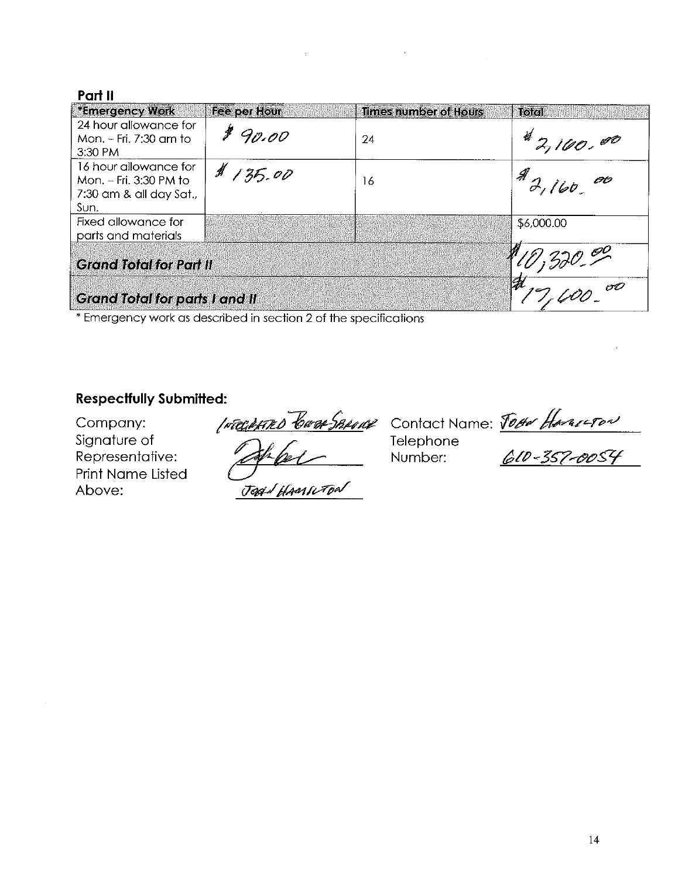## Part II

| *Emergency Work | Fee per Hour | Times number of Hours | Total |
|---|---|---|---|
| 24 hour allowance for Mon. – Fri. 7:30 am to 3:30 PM | $ 90.00 | 24 | $ 2,160.00 |
| 16 hour allowance for Mon. – Fri. 3:30 PM to 7:30 am & all day Sat., Sun. | $ 135.00 | 16 | $ 2,160.00 |
| Fixed allowance for parts and materials | | | $6,000.00 |
| ***Grand Total for Part II*** | | | $10,320.00 |
| ***Grand Total for parts I and II*** | | | $17,600.00 |

* Emergency work as described in section 2 of the specifications

**Respectfully Submitted:**

Company: Integrated Power Services

Signature of Representative: [signature]

Print Name Listed Above: John Hamilton

Contact Name: John Hamilton

Telephone Number: 610-357-0054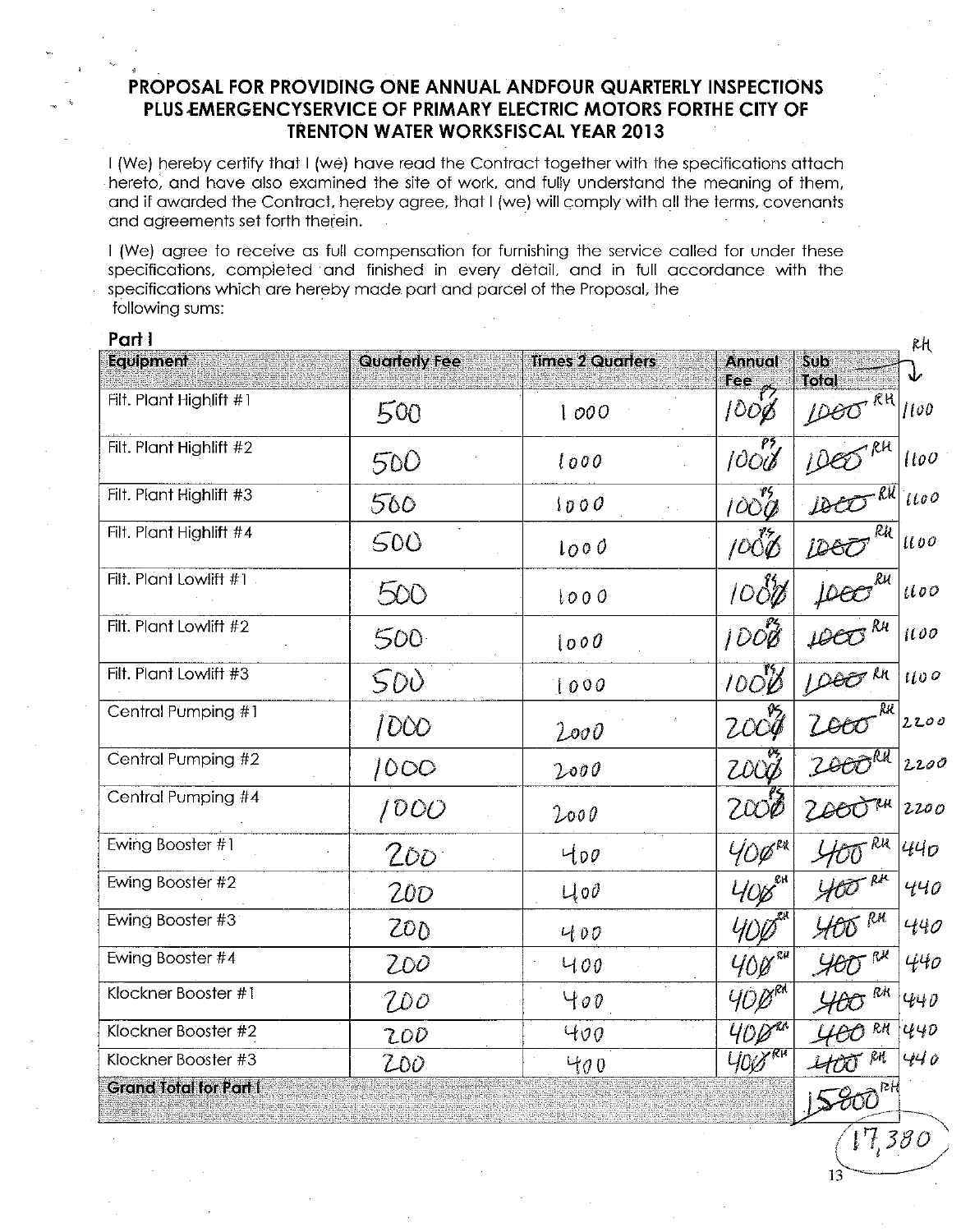## PROPOSAL FOR PROVIDING ONE ANNUAL ANDFOUR QUARTERLY INSPECTIONS PLUS EMERGENCYSERVICE OF PRIMARY ELECTRIC MOTORS FORTHE CITY OF TRENTON WATER WORKSFISCAL YEAR 2013

I (We) hereby certify that I (we) have read the Contract together with the specifications attach hereto, and have also examined the site of work, and fully understand the meaning of them, and if awarded the Contract, hereby agree, that I (we) will comply with all the terms, covenants and agreements set forth therein.

I (We) agree to receive as full compensation for furnishing the service called for under these specifications, completed and finished in every detail, and in full accordance with the specifications which are hereby made part and parcel of the Proposal, the following sums:

**Part I**

| Equipment | Quarterly Fee | Times 2 Quarters | Annual Fee | Sub Total | RH |
|---|---|---|---|---|---|
| Filt. Plant Highlift #1 | 500 | 1000 | ~~1000~~ PS | ~~1000~~ RH | 1100 |
| Filt. Plant Highlift #2 | 500 | 1000 | ~~1000~~ PS | ~~1000~~ RH | 1100 |
| Filt. Plant Highlift #3 | 500 | 1000 | ~~1000~~ PS | ~~1000~~ RH | 1100 |
| Filt. Plant Highlift #4 | 500 | 1000 | ~~1000~~ PS | ~~1000~~ RH | 1100 |
| Filt. Plant Lowlift #1 | 500 | 1000 | ~~1000~~ PS | ~~1000~~ RH | 1100 |
| Filt. Plant Lowlift #2 | 500 | 1000 | ~~1000~~ PS | ~~1000~~ RH | 1100 |
| Filt. Plant Lowlift #3 | 500 | 1000 | ~~1000~~ PS | ~~1000~~ RH | 1100 |
| Central Pumping #1 | 1000 | 2000 | ~~2000~~ PS | ~~2000~~ RH | 2200 |
| Central Pumping #2 | 1000 | 2000 | ~~2000~~ PS | ~~2000~~ RH | 2200 |
| Central Pumping #4 | 1000 | 2000 | ~~2000~~ PS | ~~2000~~ RH | 2200 |
| Ewing Booster #1 | 200 | 400 | ~~400~~ RH | ~~400~~ RH | 440 |
| Ewing Booster #2 | 200 | 400 | ~~400~~ RH | ~~400~~ RH | 440 |
| Ewing Booster #3 | 200 | 400 | ~~400~~ RH | ~~400~~ RH | 440 |
| Ewing Booster #4 | 200 | 400 | ~~400~~ RH | ~~400~~ RH | 440 |
| Klockner Booster #1 | 200 | 400 | ~~400~~ RH | ~~400~~ RH | 440 |
| Klockner Booster #2 | 200 | 400 | ~~400~~ RH | ~~400~~ RH | 440 |
| Klockner Booster #3 | 200 | 400 | ~~400~~ RH | ~~400~~ RH | 440 |
| **Grand Total for Part I** | | | | ~~15800~~ RH | 17,380 |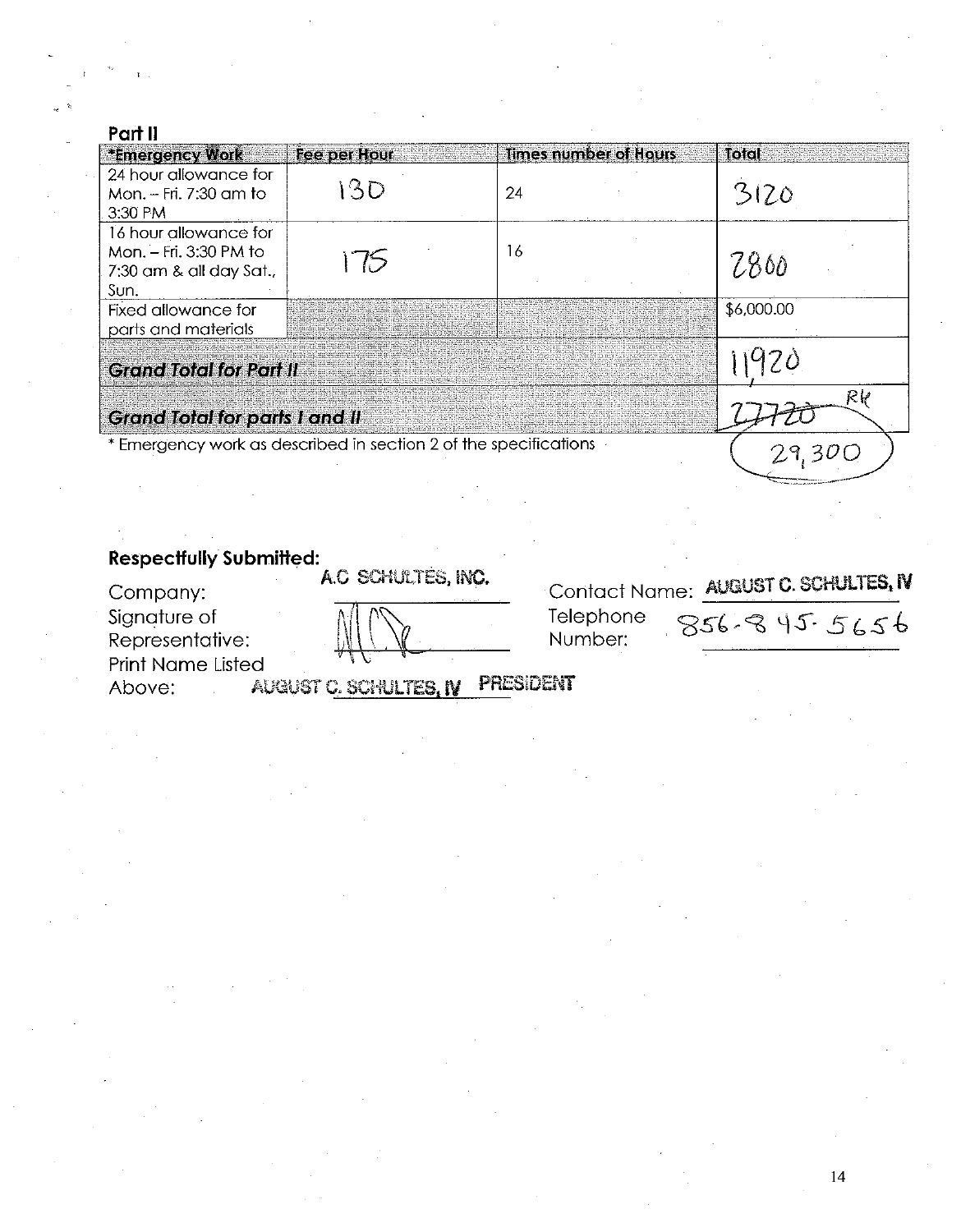## Part II

| *Emergency Work | Fee per Hour | Times number of Hours | Total |
|---|---|---|---|
| 24 hour allowance for Mon. – Fri. 7:30 am to 3:30 PM | 130 | 24 | 3120 |
| 16 hour allowance for Mon. – Fri. 3:30 PM to 7:30 am & all day Sat., Sun. | 175 | 16 | 2800 |
| Fixed allowance for parts and materials | | | $6,000.00 |
| ***Grand Total for Part II*** | | | 11,920 |
| ***Grand Total for parts I and II*** | | | ~~27720~~ RK 29,300 |

\* Emergency work as described in section 2 of the specifications

**Respectfully Submitted:**

Company: A.C SCHULTES, INC.

Signature of Representative: [signature]

Print Name Listed Above: AUGUST C. SCHULTES, IV PRESIDENT

Contact Name: AUGUST C. SCHULTES, IV

Telephone Number: 856-845-5656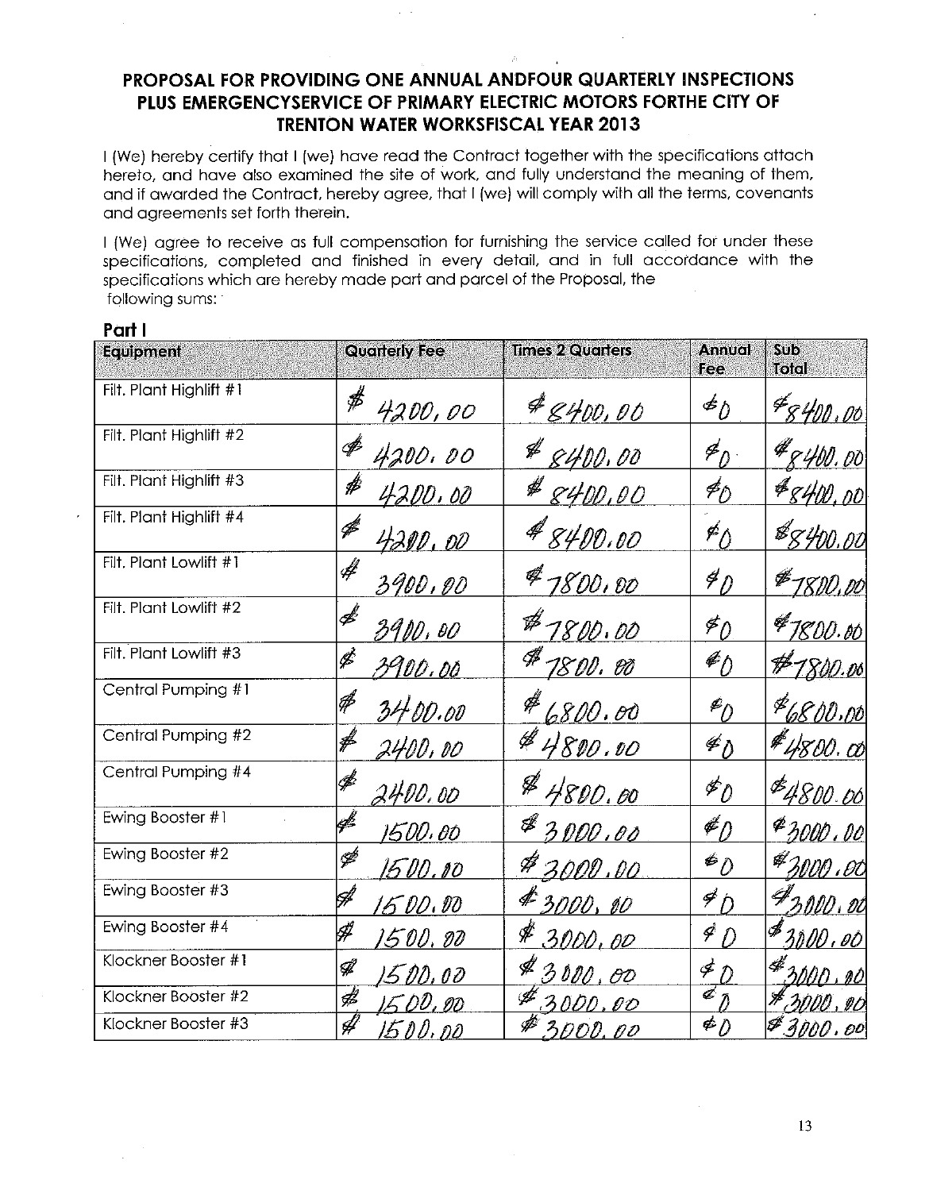# PROPOSAL FOR PROVIDING ONE ANNUAL ANDFOUR QUARTERLY INSPECTIONS PLUS EMERGENCYSERVICE OF PRIMARY ELECTRIC MOTORS FORTHE CITY OF TRENTON WATER WORKSFISCAL YEAR 2013

I (We) hereby certify that I (we) have read the Contract together with the specifications attach hereto, and have also examined the site of work, and fully understand the meaning of them, and if awarded the Contract, hereby agree, that I (we) will comply with all the terms, covenants and agreements set forth therein.

I (We) agree to receive as full compensation for furnishing the service called for under these specifications, completed and finished in every detail, and in full accordance with the specifications which are hereby made part and parcel of the Proposal, the following sums:

## Part I

| Equipment | Quarterly Fee | Times 2 Quarters | Annual Fee | Sub Total |
|---|---|---|---|---|
| Filt. Plant Highlift #1 | $4200.00 | $8400.00 | $0 | $8400.00 |
| Filt. Plant Highlift #2 | $4200.00 | $8400.00 | $0 | $8400.00 |
| Filt. Plant Highlift #3 | $4200.00 | $8400.00 | $0 | $8400.00 |
| Filt. Plant Highlift #4 | $4200.00 | $8400.00 | $0 | $8400.00 |
| Filt. Plant Lowlift #1 | $3900.00 | $7800.00 | $0 | $7800.00 |
| Filt. Plant Lowlift #2 | $3900.00 | $7800.00 | $0 | $7800.00 |
| Filt. Plant Lowlift #3 | $3900.00 | $7800.00 | $0 | $7800.00 |
| Central Pumping #1 | $3400.00 | $6800.00 | $0 | $6800.00 |
| Central Pumping #2 | $2400.00 | $4800.00 | $0 | $4800.00 |
| Central Pumping #4 | $2400.00 | $4800.00 | $0 | $4800.00 |
| Ewing Booster #1 | $1500.00 | $3000.00 | $0 | $3000.00 |
| Ewing Booster #2 | $1500.00 | $3000.00 | $0 | $3000.00 |
| Ewing Booster #3 | $1500.00 | $3000.00 | $0 | $3000.00 |
| Ewing Booster #4 | $1500.00 | $3000.00 | $0 | $3000.00 |
| Klockner Booster #1 | $1500.00 | $3000.00 | $0 | $3000.00 |
| Klockner Booster #2 | $1500.00 | $3000.00 | $0 | $3000.00 |
| Klockner Booster #3 | $1500.00 | $3000.00 | $0 | $3000.00 |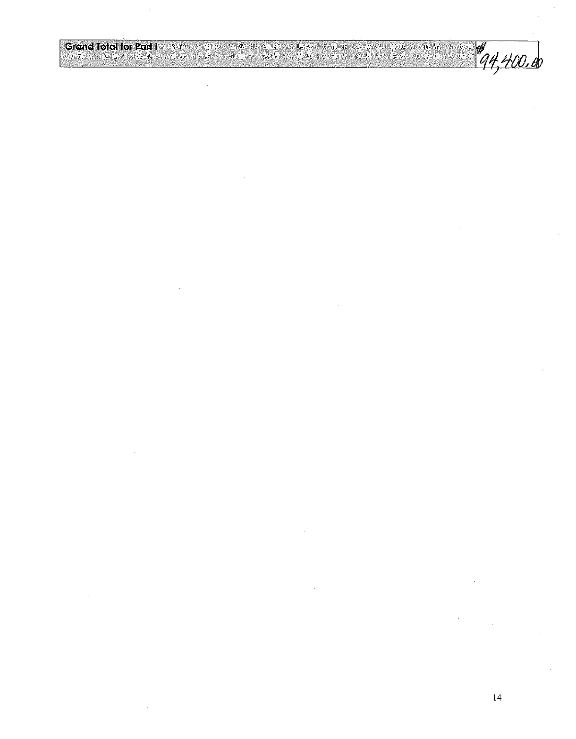| Grand Total for Part I | $94,400.00 |
|---|---|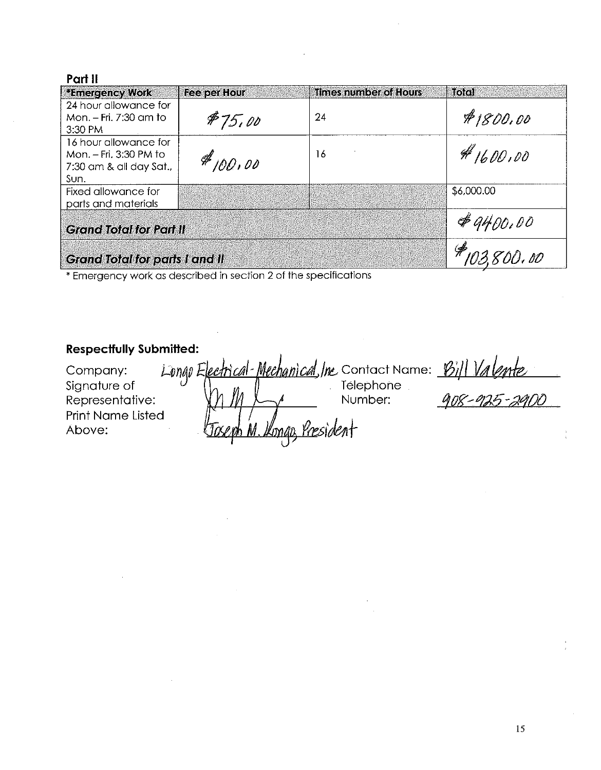## Part II

| *Emergency Work | Fee per Hour | Times number of Hours | Total |
|---|---|---|---|
| 24 hour allowance for Mon. – Fri. 7:30 am to 3:30 PM | $75.00 | 24 | $1800.00 |
| 16 hour allowance for Mon. – Fri. 3:30 PM to 7:30 am & all day Sat., Sun. | $100.00 | 16 | $1600.00 |
| Fixed allowance for parts and materials | | | $6,000.00 |
| ***Grand Total for Part II*** | | | $9400.00 |
| ***Grand Total for parts I and II*** | | | $103,800.00 |

* Emergency work as described in section 2 of the specifications

**Respectfully Submitted:**

Company: Longo Electrical-Mechanical, Inc

Contact Name: Bill Valente

Signature of Representative: [signature]

Telephone Number: 908-925-2900

Print Name Listed Above: Joseph M. Longo President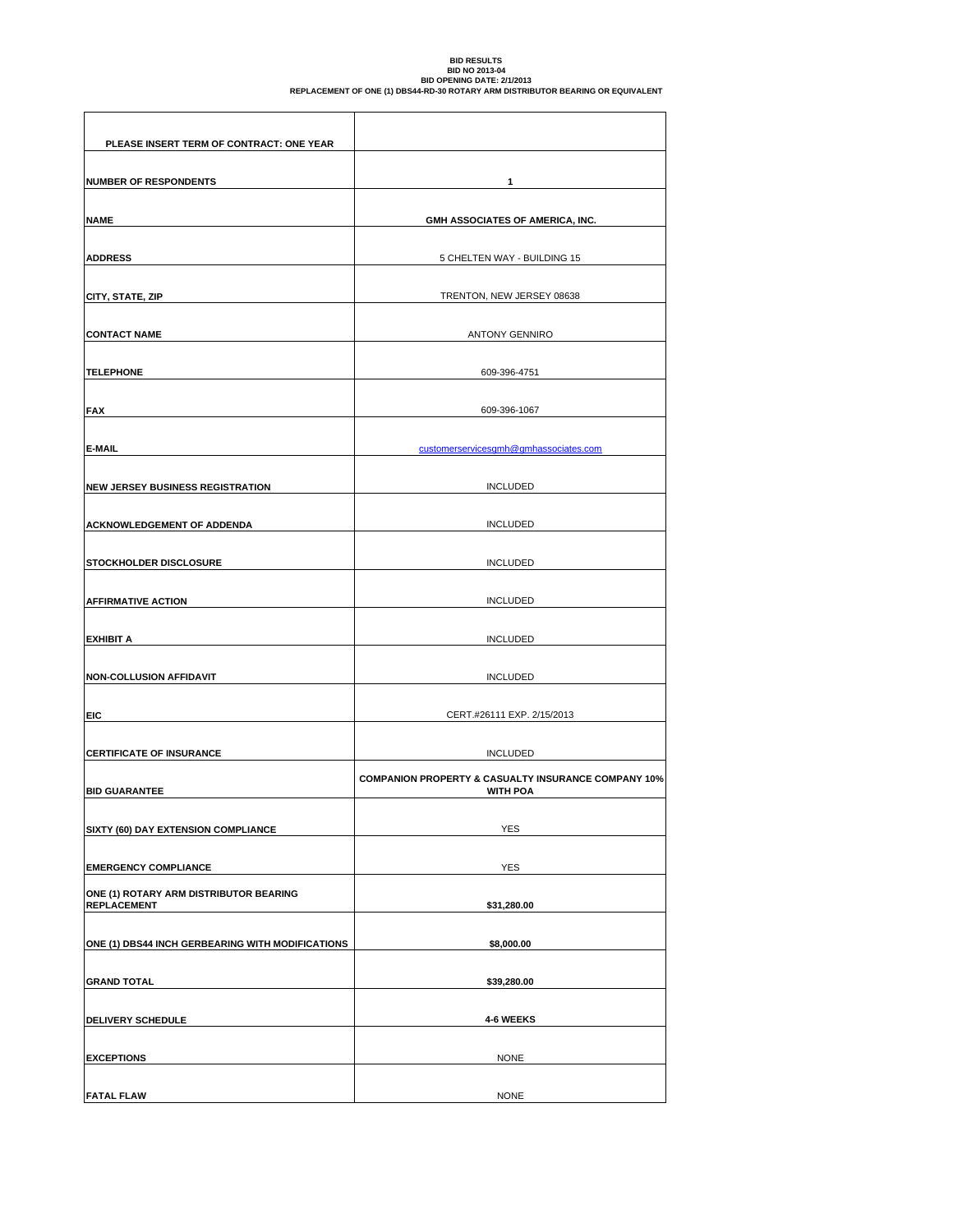# BID RESULTS

**BID NO 2013-04**

**BID OPENING DATE: 2/1/2013**

**REPLACEMENT OF ONE (1) DBS44-RD-30 ROTARY ARM DISTRIBUTOR BEARING OR EQUIVALENT**

| **PLEASE INSERT TERM OF CONTRACT: ONE YEAR** | |
|---|---|
| **NUMBER OF RESPONDENTS** | **1** |
| **NAME** | **GMH ASSOCIATES OF AMERICA, INC.** |
| **ADDRESS** | 5 CHELTEN WAY - BUILDING 15 |
| **CITY, STATE, ZIP** | TRENTON, NEW JERSEY 08638 |
| **CONTACT NAME** | ANTONY GENNIRO |
| **TELEPHONE** | 609-396-4751 |
| **FAX** | 609-396-1067 |
| **E-MAIL** | customerservicesgmh@gmhassociates.com |
| **NEW JERSEY BUSINESS REGISTRATION** | INCLUDED |
| **ACKNOWLEDGEMENT OF ADDENDA** | INCLUDED |
| **STOCKHOLDER DISCLOSURE** | INCLUDED |
| **AFFIRMATIVE ACTION** | INCLUDED |
| **EXHIBIT A** | INCLUDED |
| **NON-COLLUSION AFFIDAVIT** | INCLUDED |
| **EIC** | CERT.#26111 EXP. 2/15/2013 |
| **CERTIFICATE OF INSURANCE** | INCLUDED |
| **BID GUARANTEE** | **COMPANION PROPERTY & CASUALTY INSURANCE COMPANY 10% WITH POA** |
| **SIXTY (60) DAY EXTENSION COMPLIANCE** | YES |
| **EMERGENCY COMPLIANCE** | YES |
| **ONE (1) ROTARY ARM DISTRIBUTOR BEARING REPLACEMENT** | **$31,280.00** |
| **ONE (1) DBS44 INCH GERBEARING WITH MODIFICATIONS** | **$8,000.00** |
| **GRAND TOTAL** | **$39,280.00** |
| **DELIVERY SCHEDULE** | **4-6 WEEKS** |
| **EXCEPTIONS** | NONE |
| **FATAL FLAW** | NONE |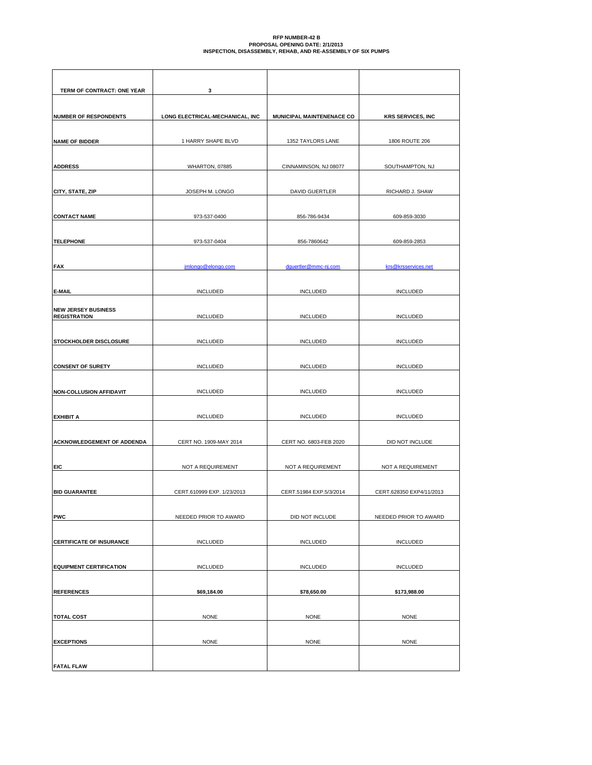**RFP NUMBER-42 B**
**PROPOSAL OPENING DATE: 2/1/2013**
**INSPECTION, DISASSEMBLY, REHAB, AND RE-ASSEMBLY OF SIX PUMPS**

| | | | |
|---|---|---|---|
| **TERM OF CONTRACT: ONE YEAR** | **3** | | |
| **NUMBER OF RESPONDENTS** | **LONG ELECTRICAL-MECHANICAL, INC** | **MUNICIPAL MAINTENENACE CO** | **KRS SERVICES, INC** |
| **NAME OF BIDDER** | 1 HARRY SHAPE BLVD | 1352 TAYLORS LANE | 1806 ROUTE 206 |
| **ADDRESS** | WHARTON, 07885 | CINNAMINSON, NJ 08077 | SOUTHAMPTON, NJ |
| **CITY, STATE, ZIP** | JOSEPH M. LONGO | DAVID GUERTLER | RICHARD J. SHAW |
| **CONTACT NAME** | 973-537-0400 | 856-786-9434 | 609-859-3030 |
| **TELEPHONE** | 973-537-0404 | 856-7860642 | 609-859-2853 |
| **FAX** | jmlongo@elongo.com | dguertler@mmc-nj.com | krs@krsservices.net |
| **E-MAIL** | INCLUDED | INCLUDED | INCLUDED |
| **NEW JERSEY BUSINESS REGISTRATION** | INCLUDED | INCLUDED | INCLUDED |
| **STOCKHOLDER DISCLOSURE** | INCLUDED | INCLUDED | INCLUDED |
| **CONSENT OF SURETY** | INCLUDED | INCLUDED | INCLUDED |
| **NON-COLLUSION AFFIDAVIT** | INCLUDED | INCLUDED | INCLUDED |
| **EXHIBIT A** | INCLUDED | INCLUDED | INCLUDED |
| **ACKNOWLEDGEMENT OF ADDENDA** | CERT NO. 1909-MAY 2014 | CERT NO. 6803-FEB 2020 | DID NOT INCLUDE |
| **EIC** | NOT A REQUIREMENT | NOT A REQUIREMENT | NOT A REQUIREMENT |
| **BID GUARANTEE** | CERT.610999 EXP. 1/23/2013 | CERT.51984 EXP.5/3/2014 | CERT.628350 EXP4/11/2013 |
| **PWC** | NEEDED PRIOR TO AWARD | DID NOT INCLUDE | NEEDED PRIOR TO AWARD |
| **CERTIFICATE OF INSURANCE** | INCLUDED | INCLUDED | INCLUDED |
| **EQUIPMENT CERTIFICATION** | INCLUDED | INCLUDED | INCLUDED |
| **REFERENCES** | **$69,184.00** | **$78,650.00** | **$173,988.00** |
| **TOTAL COST** | NONE | NONE | NONE |
| **EXCEPTIONS** | NONE | NONE | NONE |
| **FATAL FLAW** | | | |